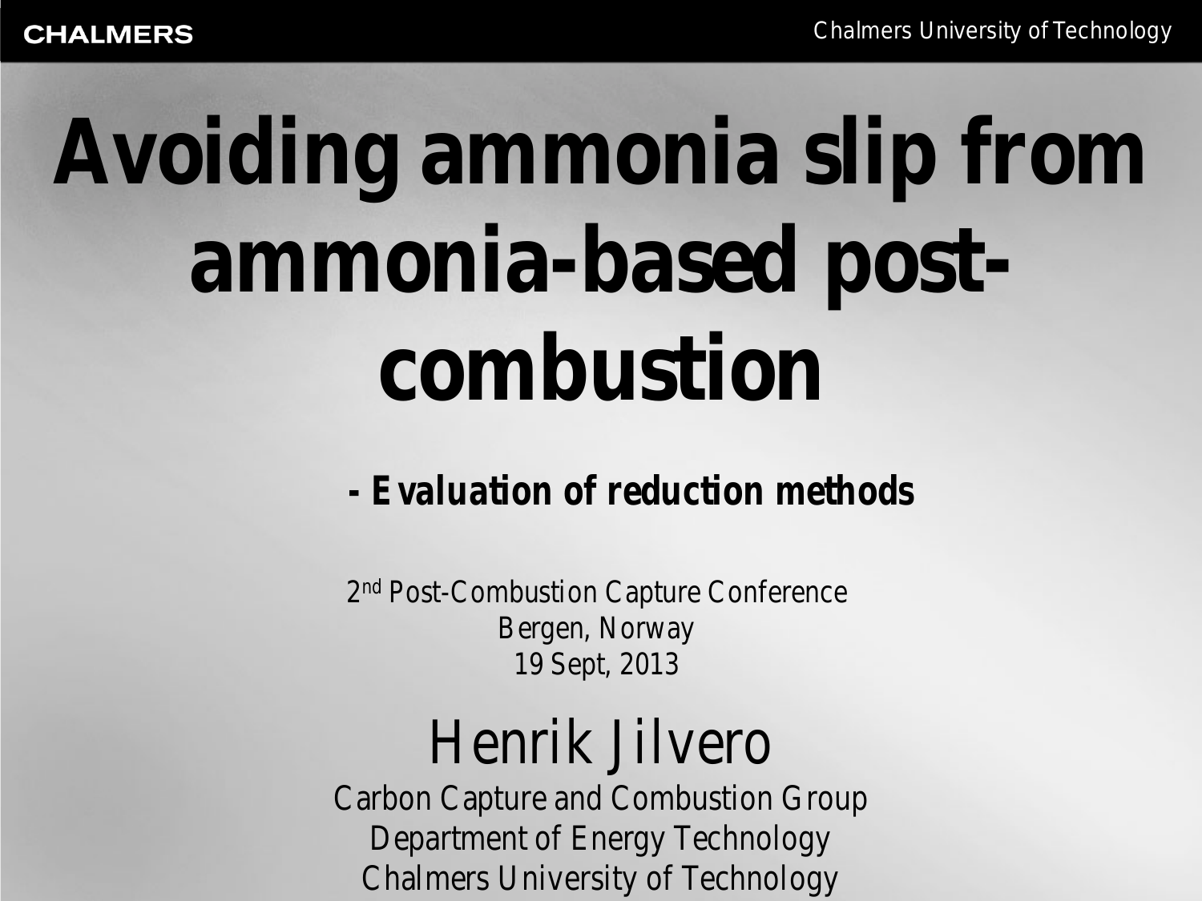# Avoiding ammonia slip from ammonia-based post-combustion

**- Evaluation of reduction methods**

2nd Post-Combustion Capture Conference
Bergen, Norway
19 Sept, 2013

## Henrik Jilvero

Carbon Capture and Combustion Group
Department of Energy Technology
Chalmers University of Technology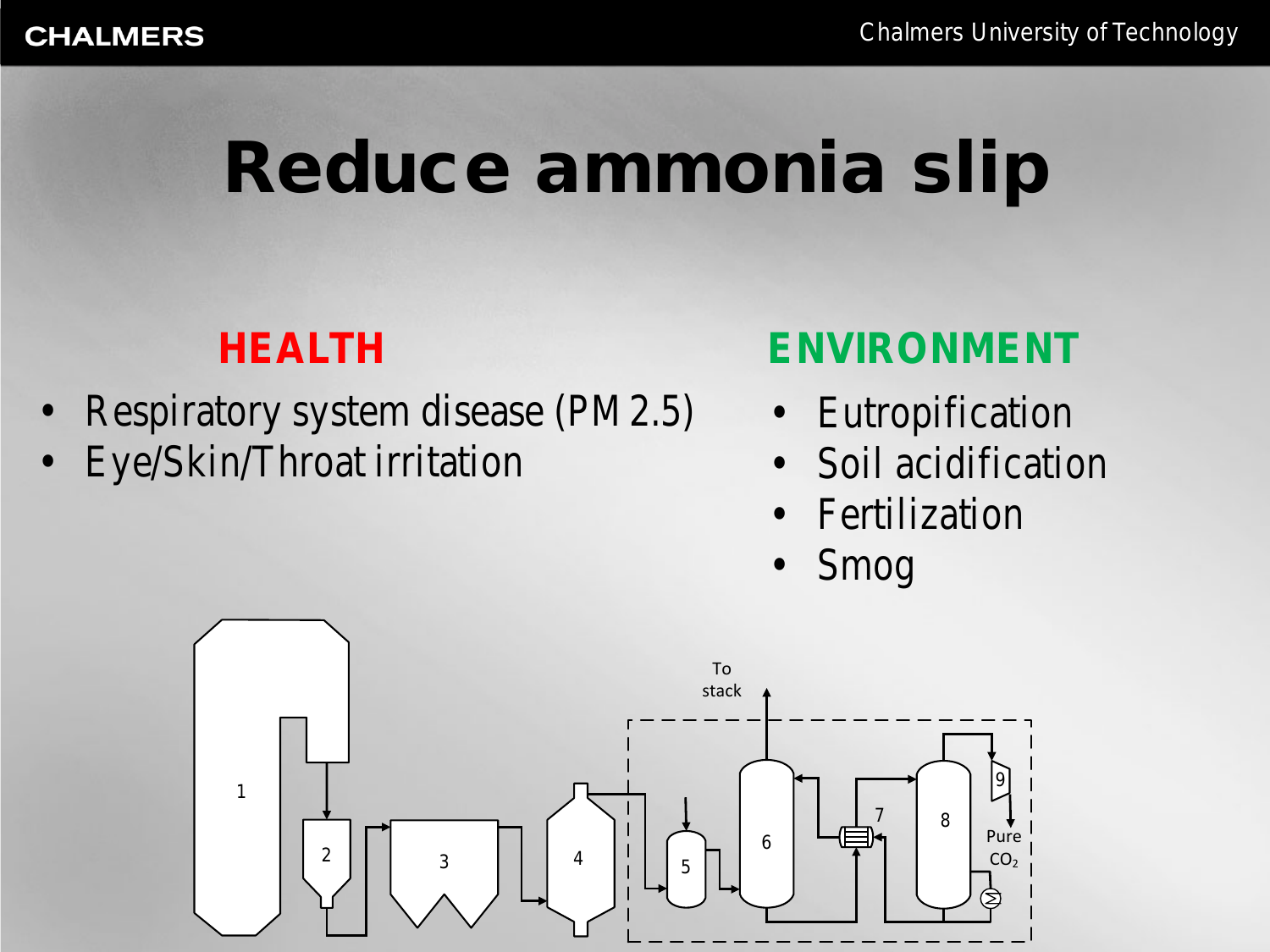# Reduce ammonia slip

## HEALTH

- Respiratory system disease (PM 2.5)
- Eye/Skin/Throat irritation

## ENVIRONMENT

- Eutropification
- Soil acidification
- Fertilization
- Smog

To stack

1 2 3 4 5 6 7 8 9

Pure $CO_2$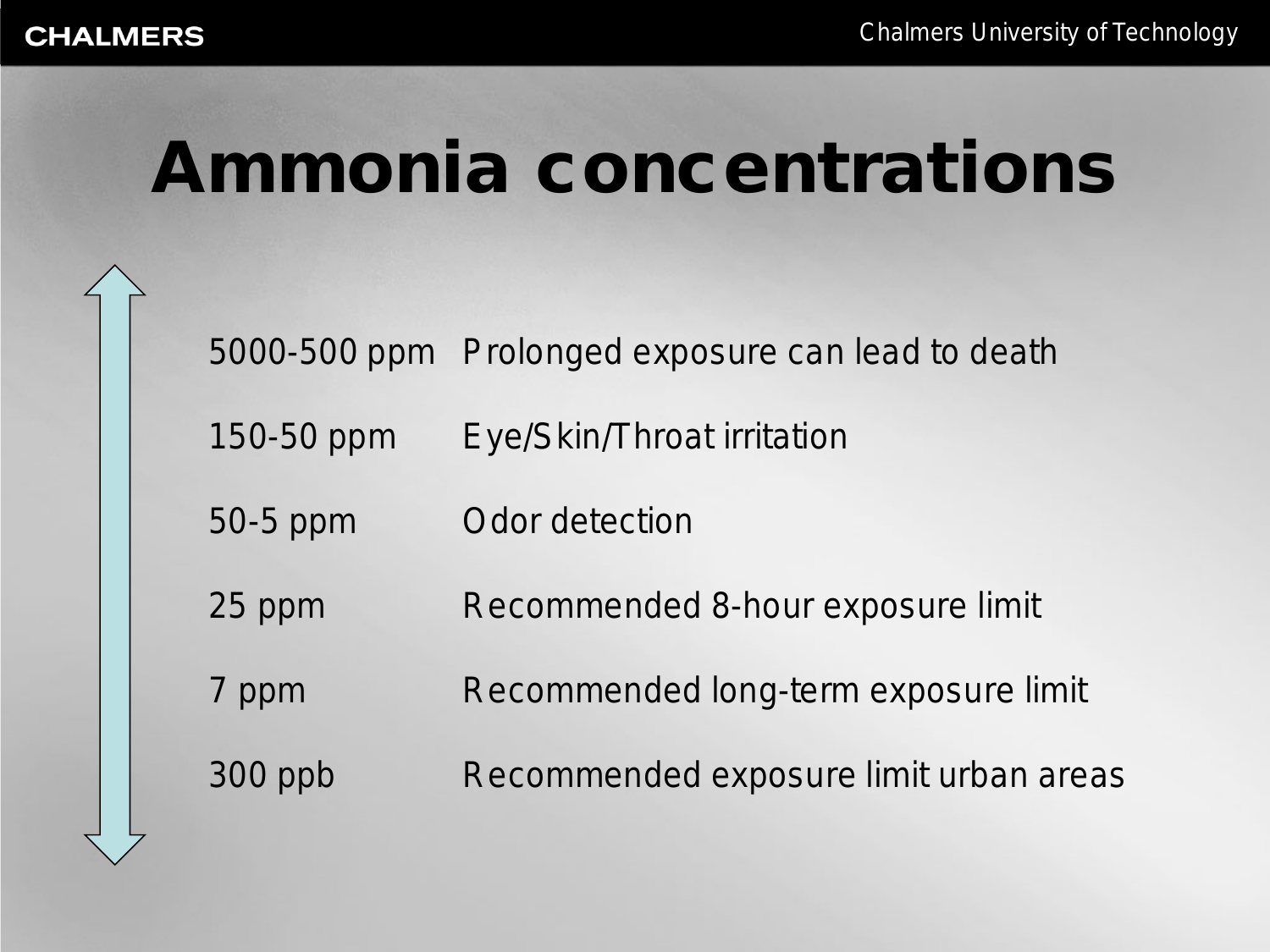# Ammonia concentrations

| | |
|---|---|
| 5000-500 ppm | Prolonged exposure can lead to death |
| 150-50 ppm | Eye/Skin/Throat irritation |
| 50-5 ppm | Odor detection |
| 25 ppm | Recommended 8-hour exposure limit |
| 7 ppm | Recommended long-term exposure limit |
| 300 ppb | Recommended exposure limit urban areas |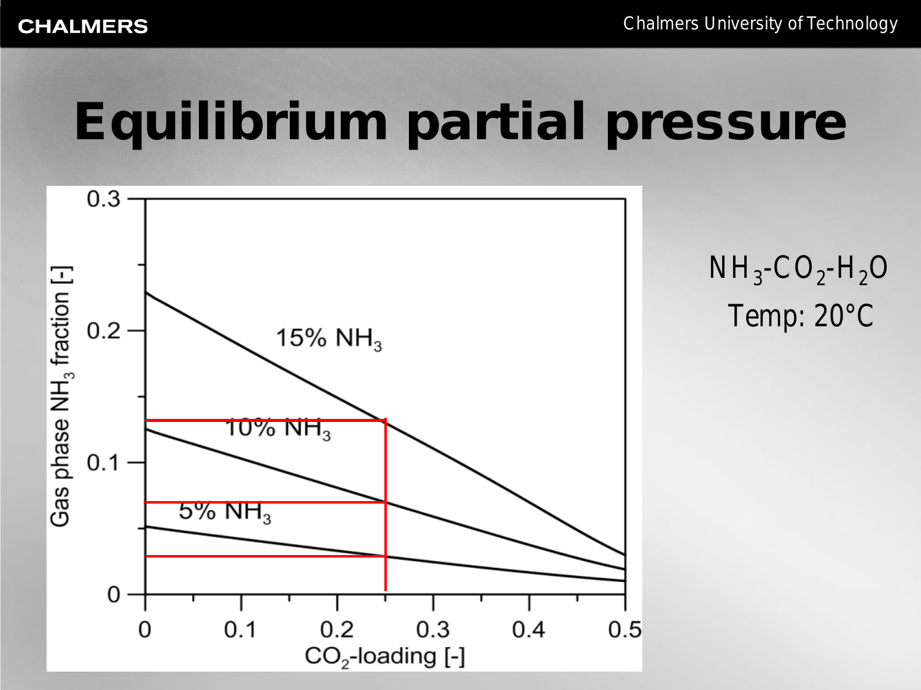# Equilibrium partial pressure

$NH_3$-$CO_2$-$H_2O$

Temp: 20°C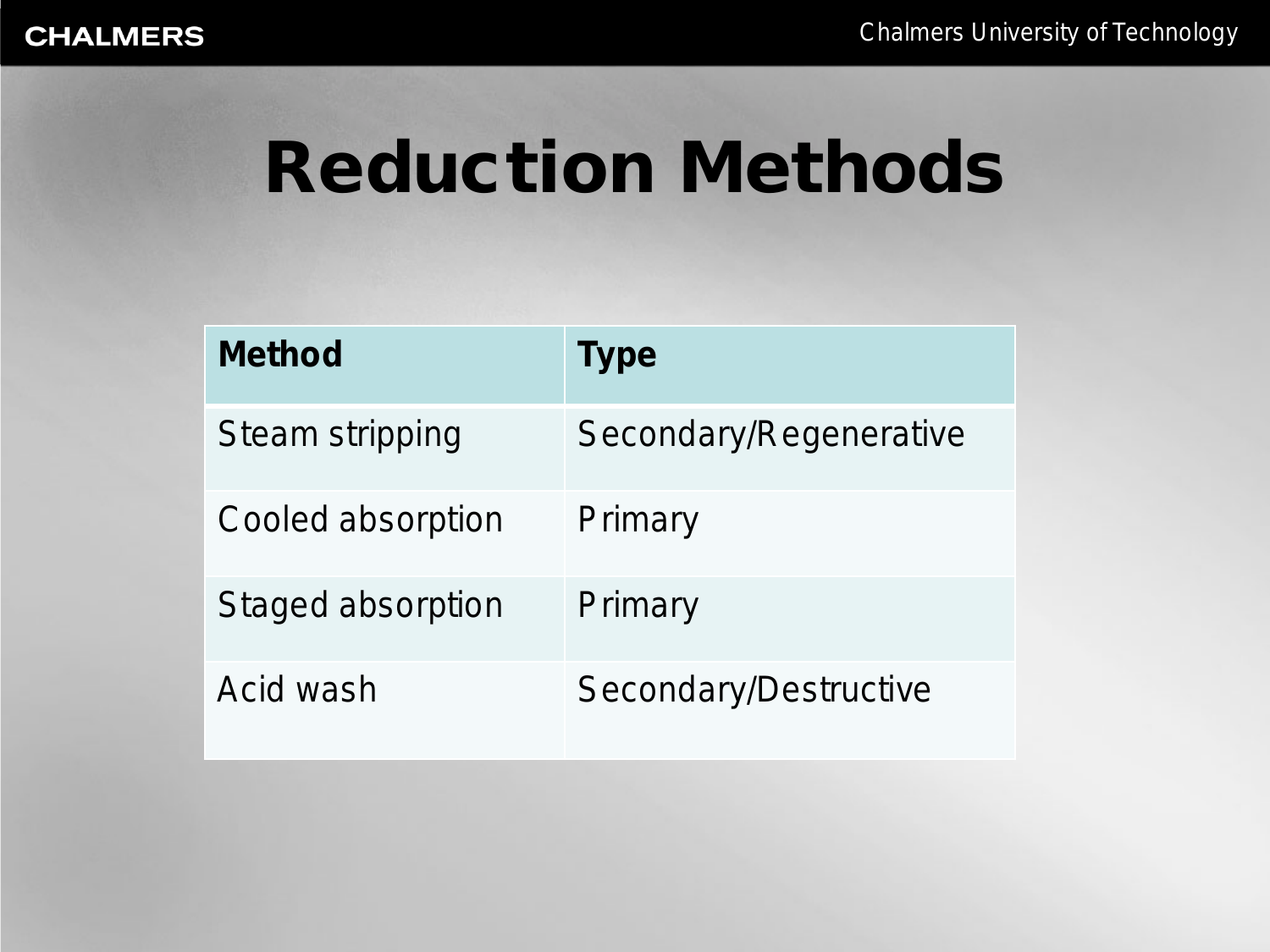# Reduction Methods

| Method | Type |
| --- | --- |
| Steam stripping | Secondary/Regenerative |
| Cooled absorption | Primary |
| Staged absorption | Primary |
| Acid wash | Secondary/Destructive |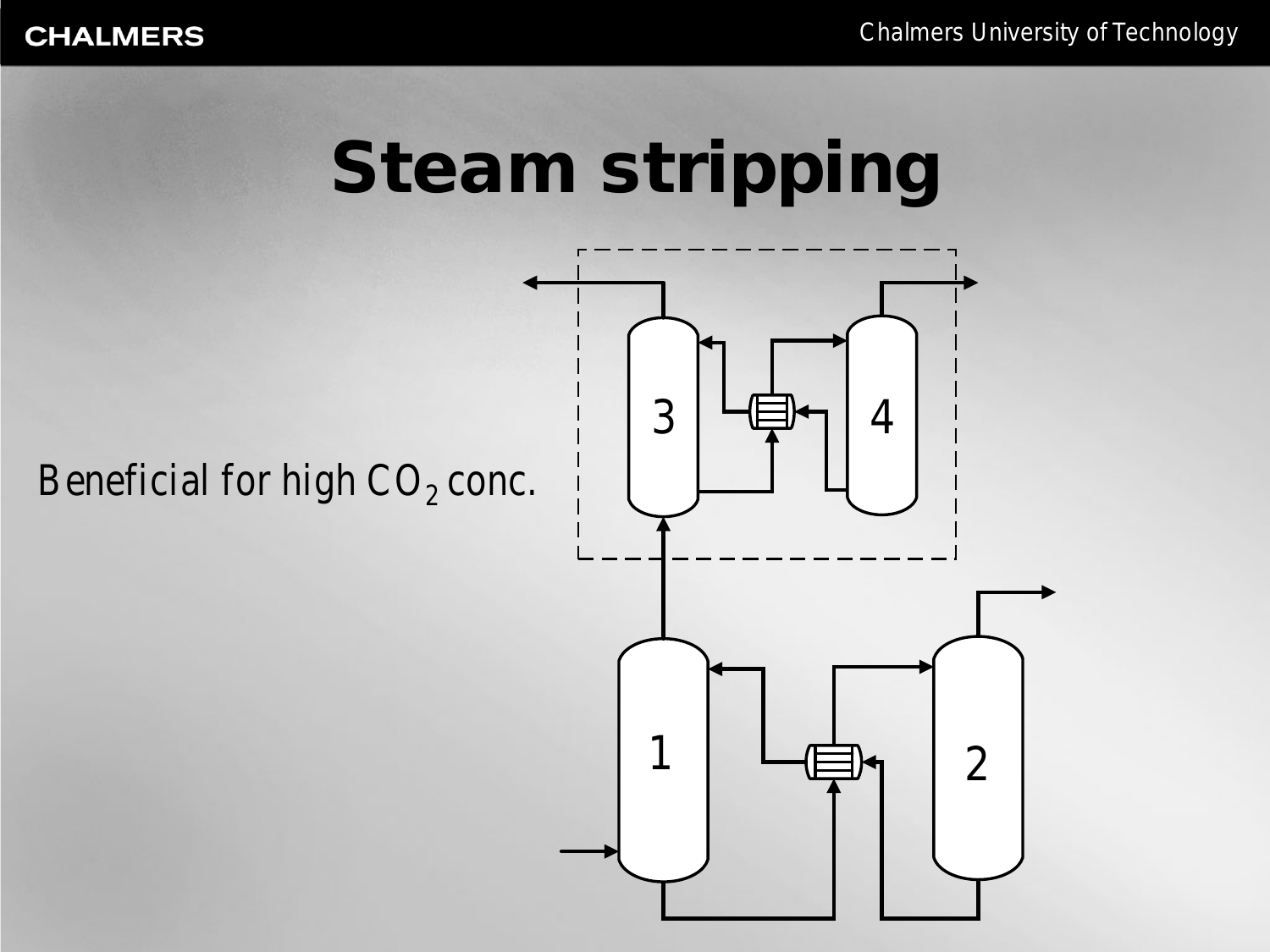# Steam stripping

Beneficial for high $CO_2$ conc.

3

4

1

2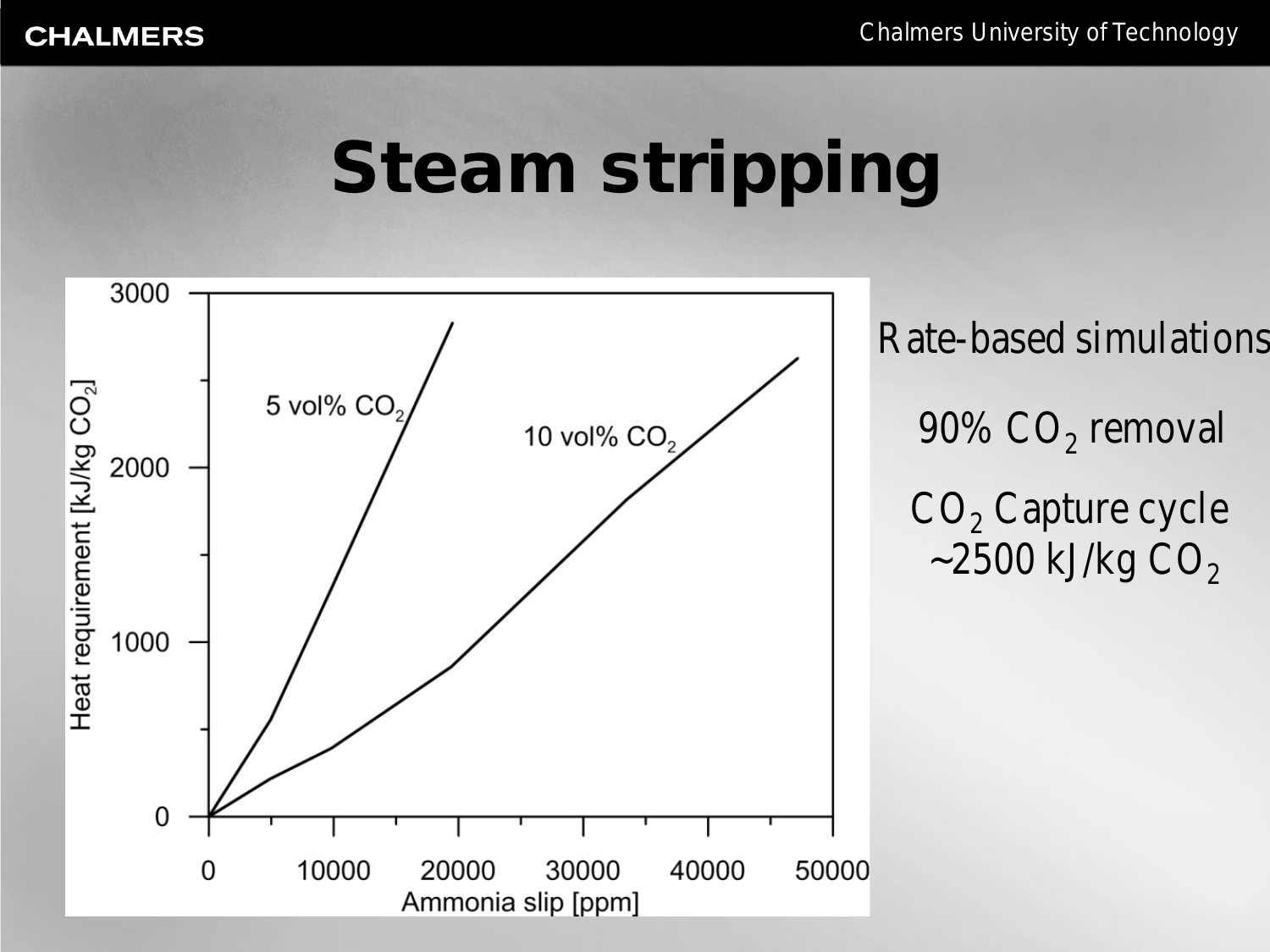# Steam stripping

Rate-based simulations

90% $CO_2$ removal

$CO_2$ Capture cycle ~2500 kJ/kg $CO_2$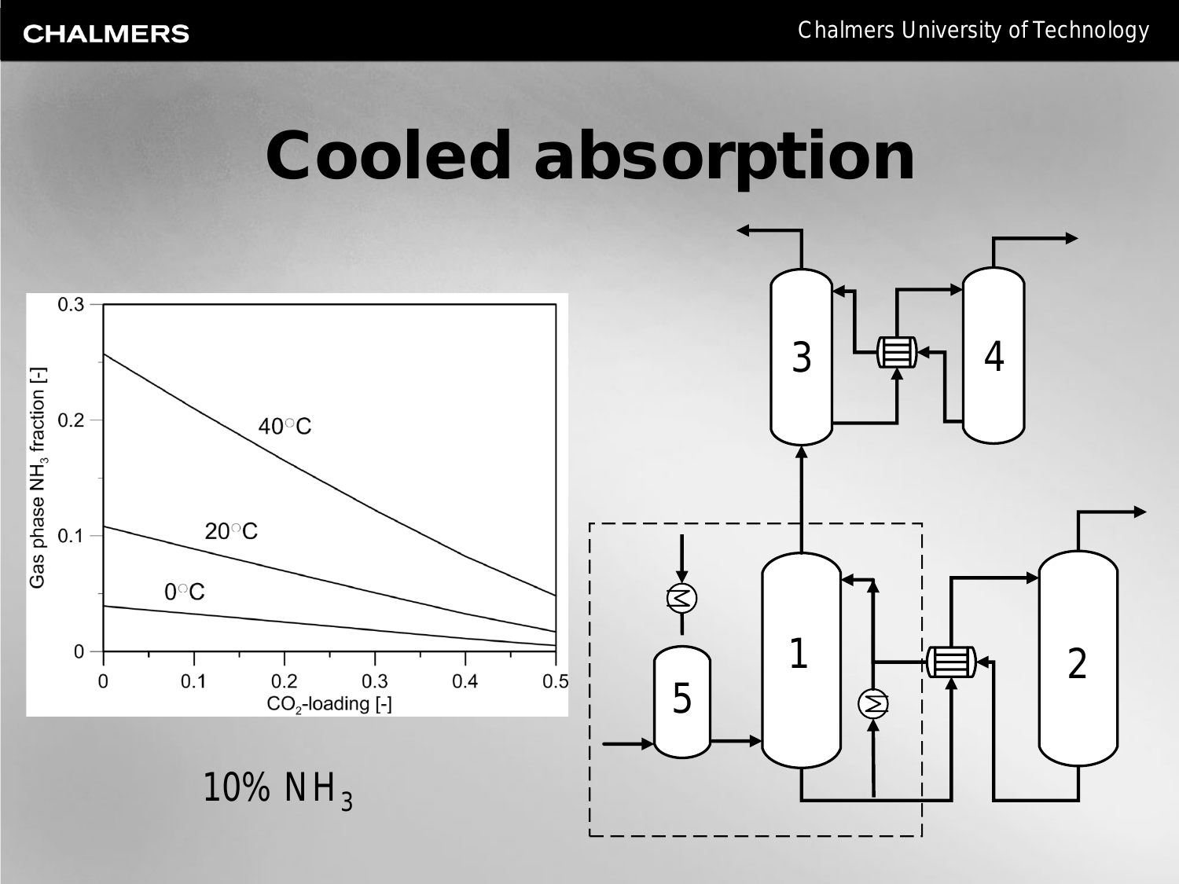# Cooled absorption

10% $NH_3$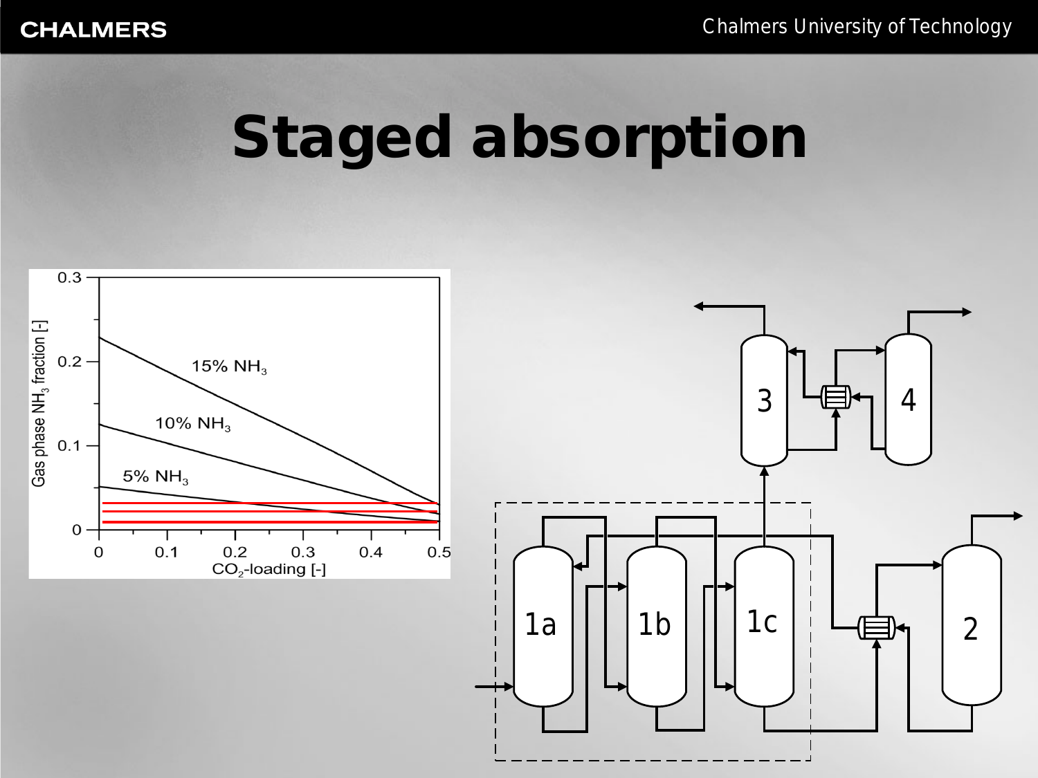# Staged absorption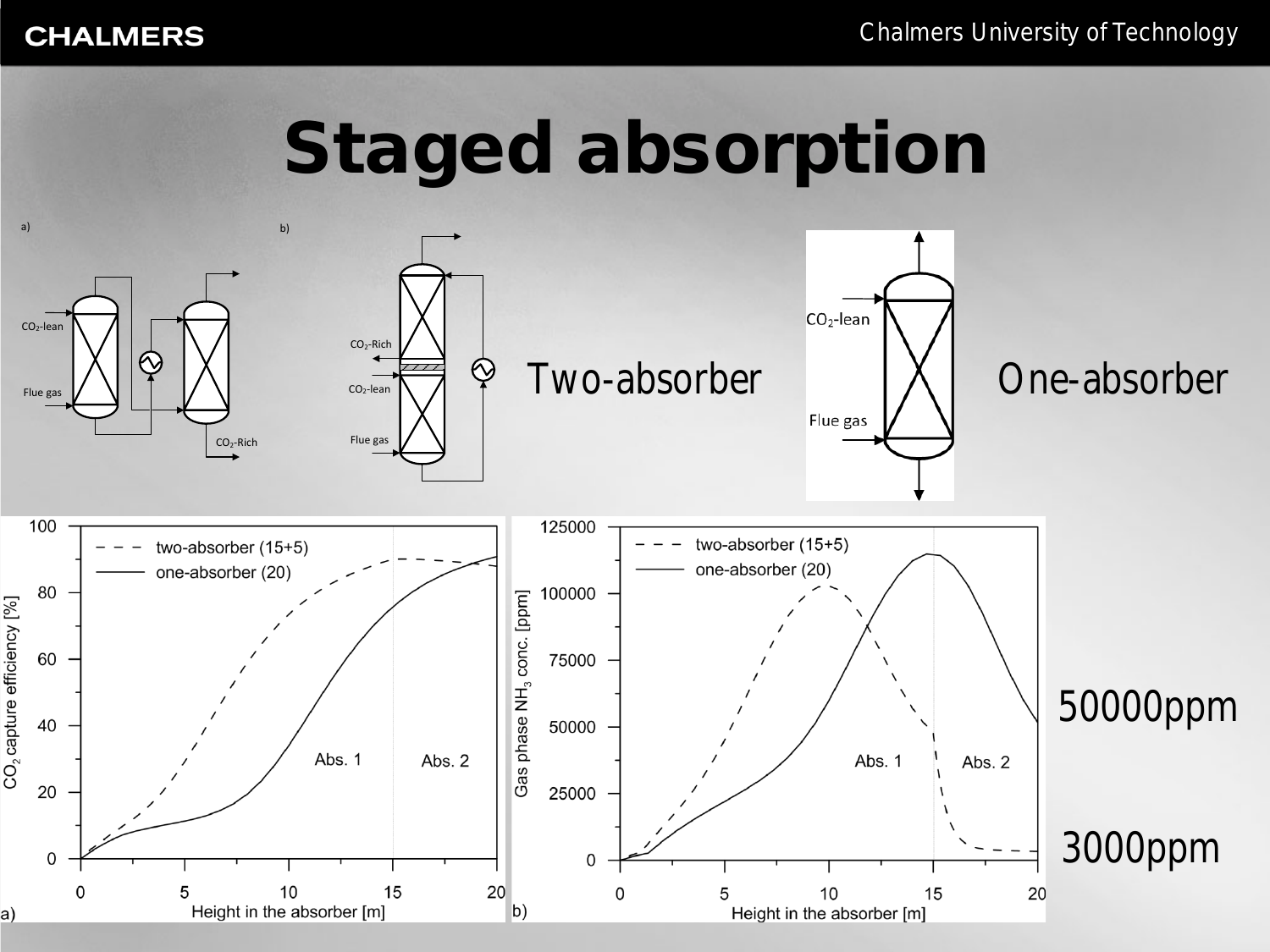# Staged absorption

Two-absorber

One-absorber

50000ppm

3000ppm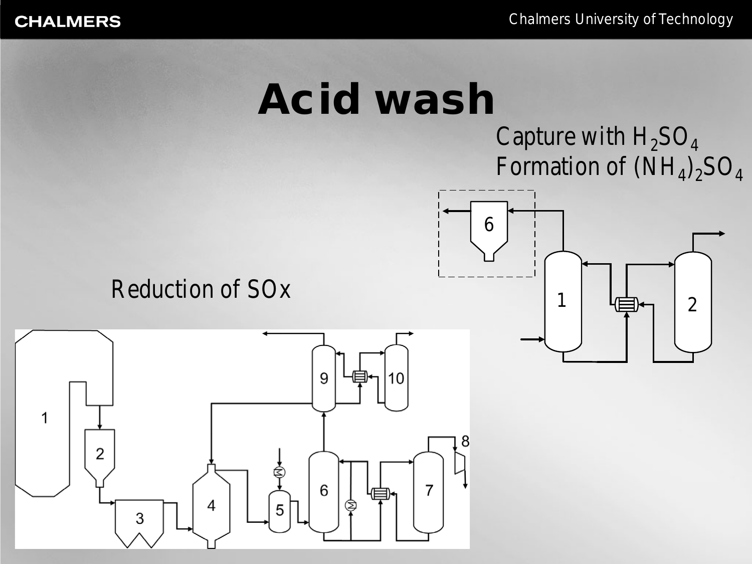# Acid wash

Capture with $H_2SO_4$
Formation of $(NH_4)_2SO_4$

Reduction of SOx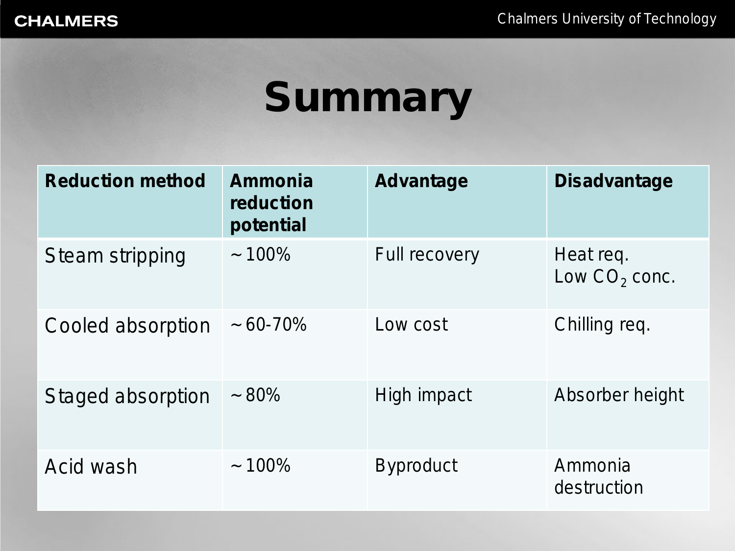# Summary

| Reduction method | Ammonia reduction potential | Advantage | Disadvantage |
|---|---|---|---|
| Steam stripping | ~100% | Full recovery | Heat req.<br>Low $CO_2$ conc. |
| Cooled absorption | ~60-70% | Low cost | Chilling req. |
| Staged absorption | ~80% | High impact | Absorber height |
| Acid wash | ~100% | Byproduct | Ammonia destruction |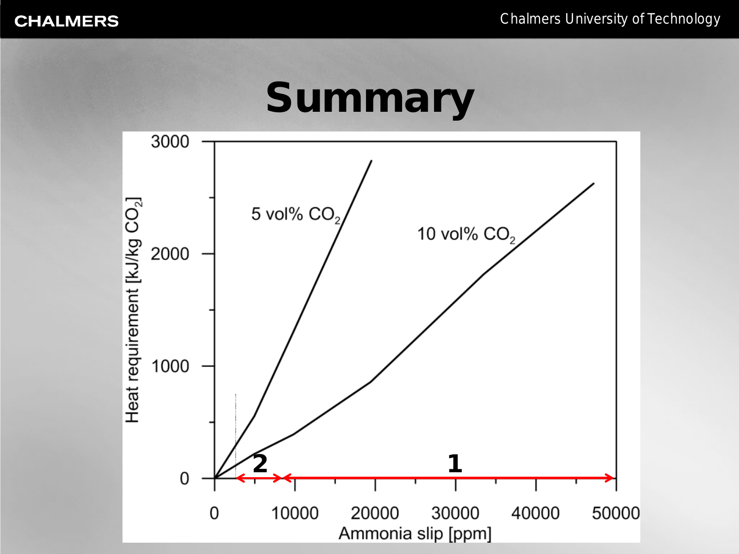# Summary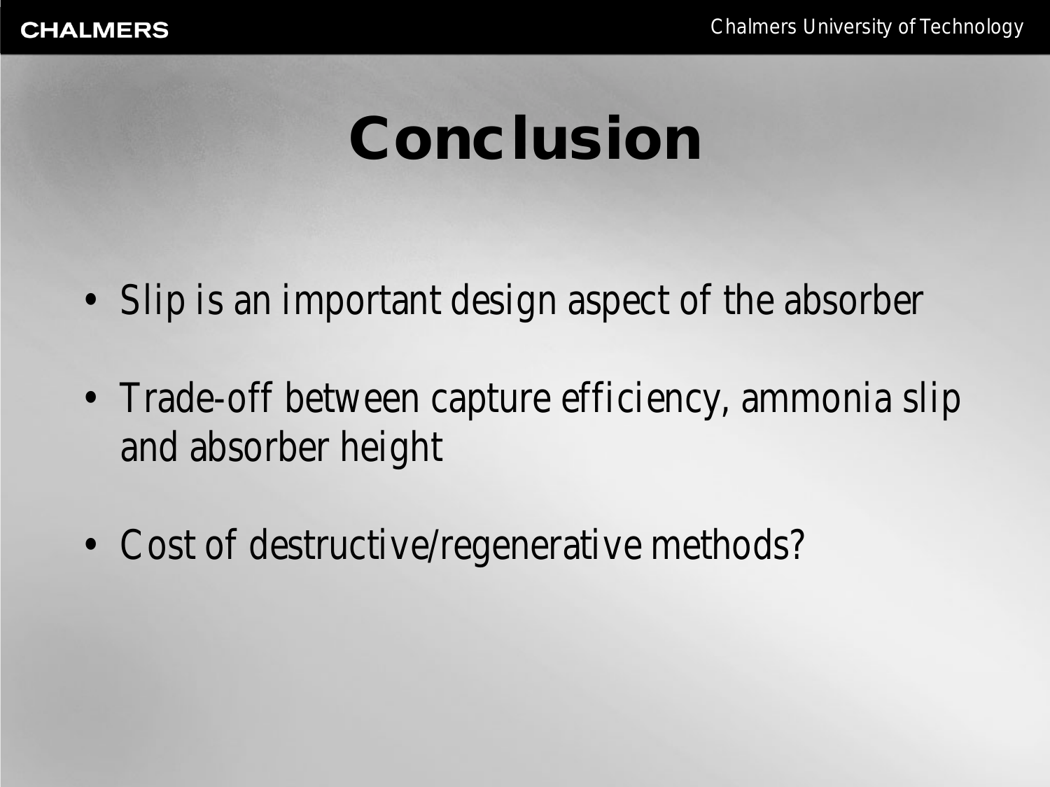# Conclusion

- Slip is an important design aspect of the absorber
- Trade-off between capture efficiency, ammonia slip and absorber height
- Cost of destructive/regenerative methods?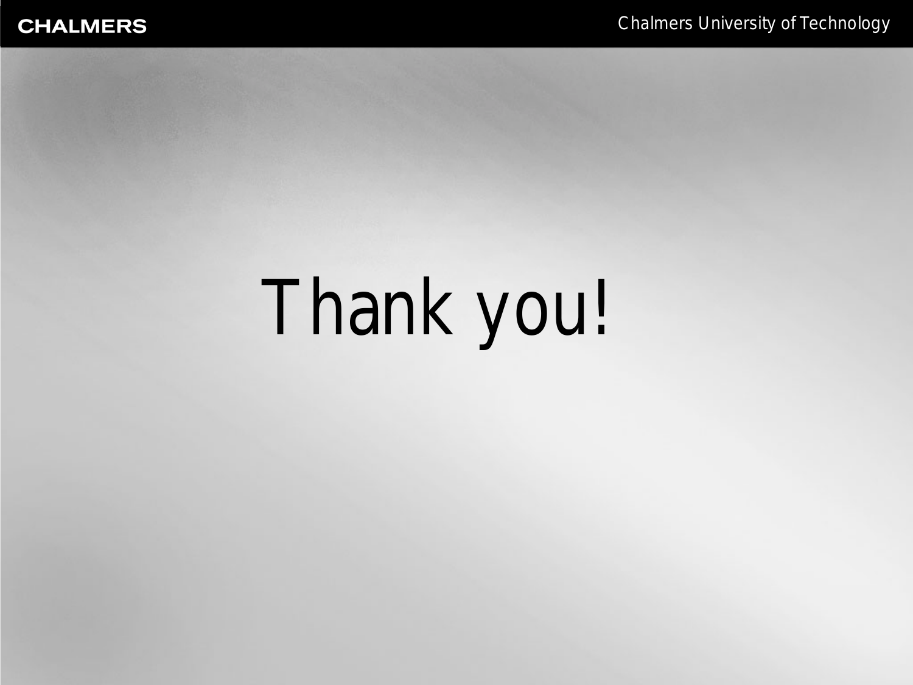Thank you!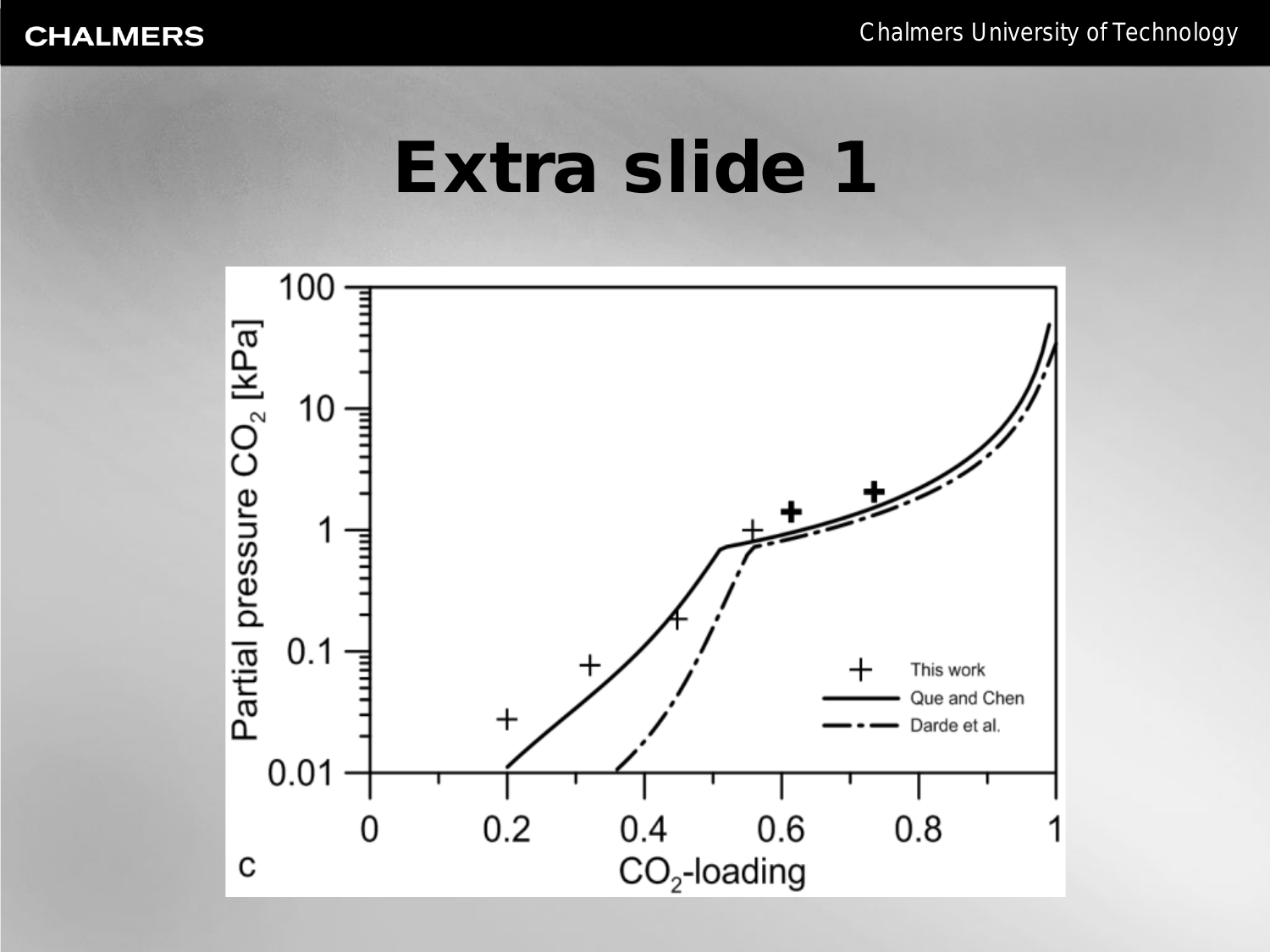# Extra slide 1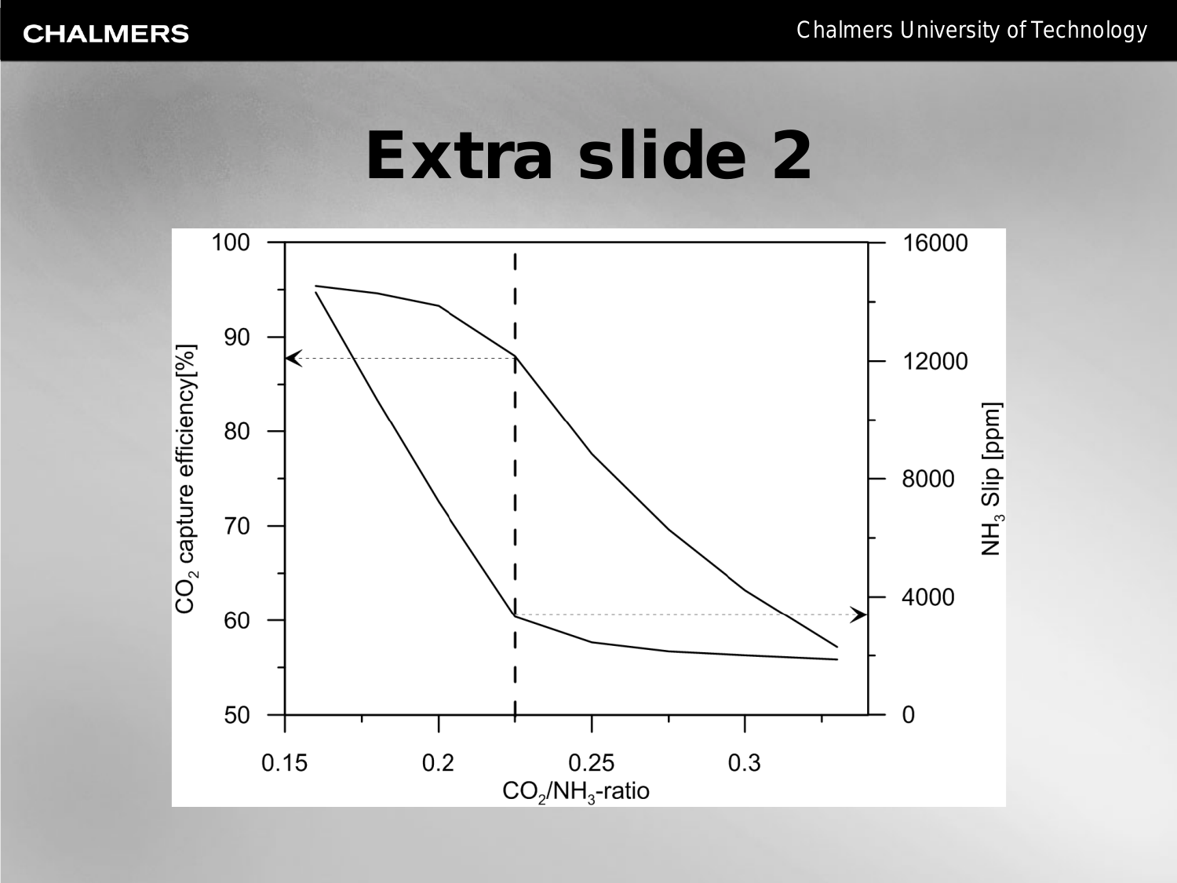# Extra slide 2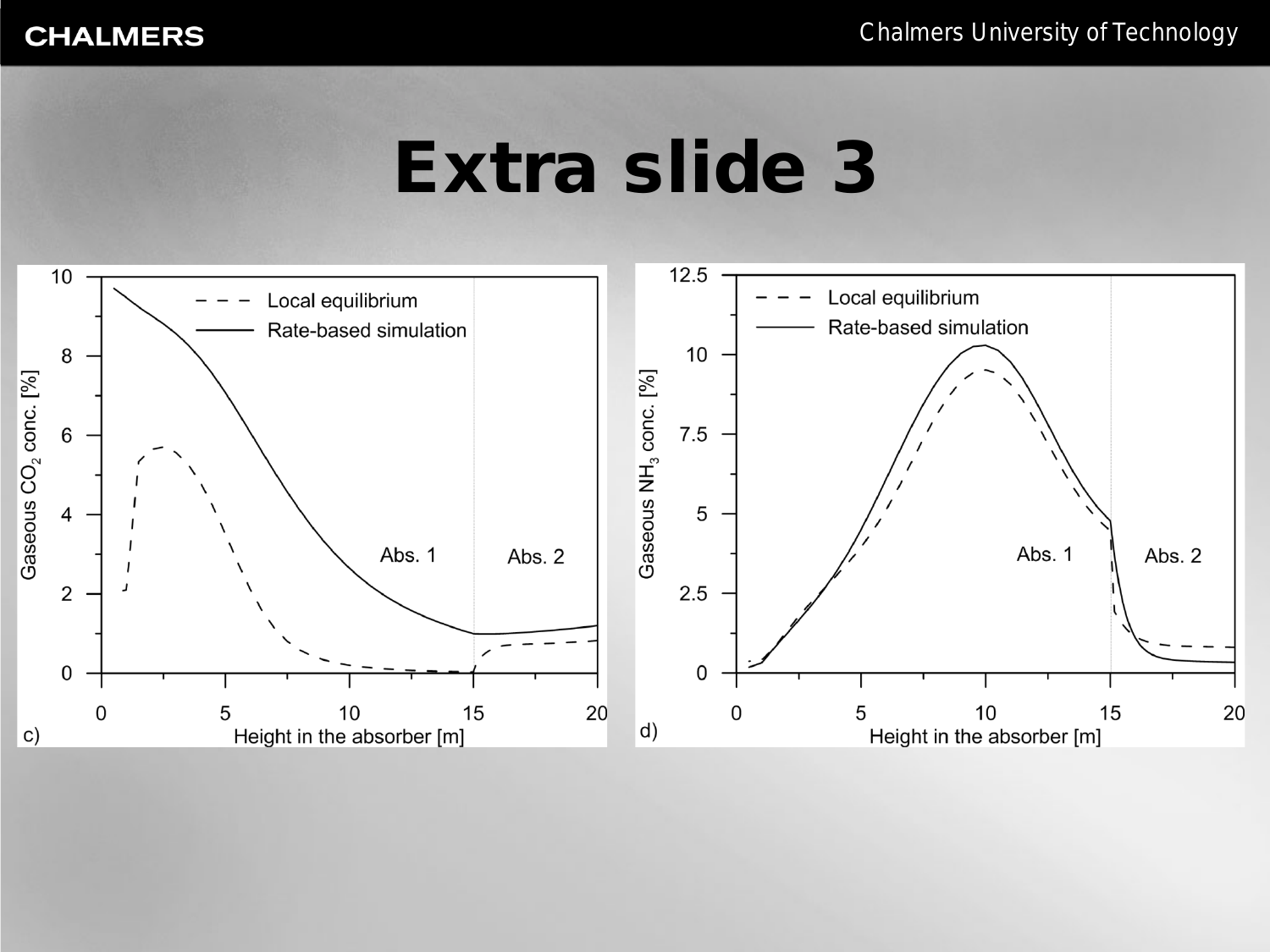# Extra slide 3

c) Gaseous $CO_2$ conc. [%] vs. Height in the absorber [m] — Local equilibrium; Rate-based simulation; Abs. 1; Abs. 2

d) Gaseous $NH_3$ conc. [%] vs. Height in the absorber [m] — Local equilibrium; Rate-based simulation; Abs. 1; Abs. 2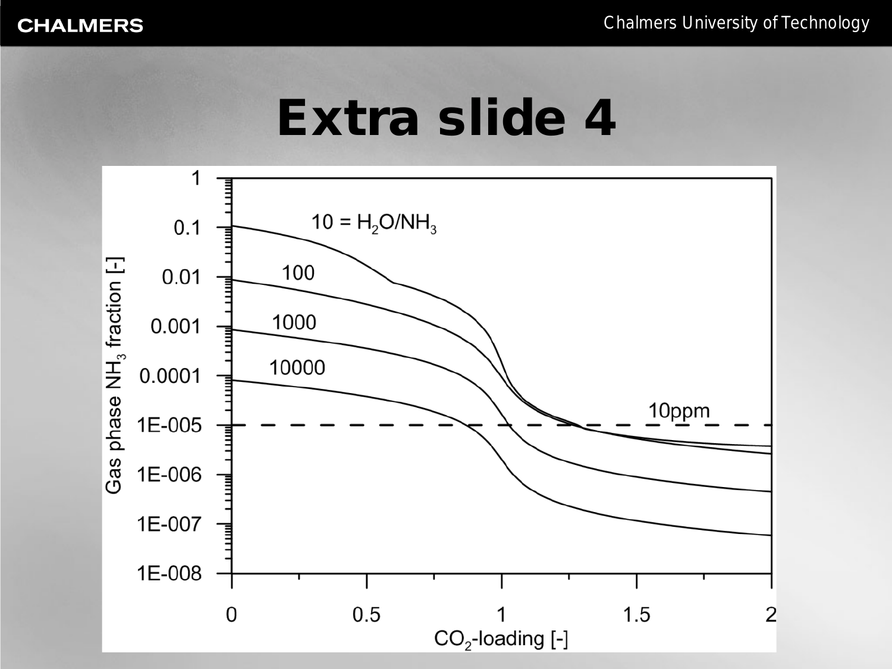# Extra slide 4

Gas phase $NH_3$ fraction [-]

1
0.1
0.01
0.001
0.0001
1E-005
1E-006
1E-007
1E-008

$10 = H_2O/NH_3$
100
1000
10000
10ppm

0
0.5
1
1.5
2

$CO_2$-loading [-]